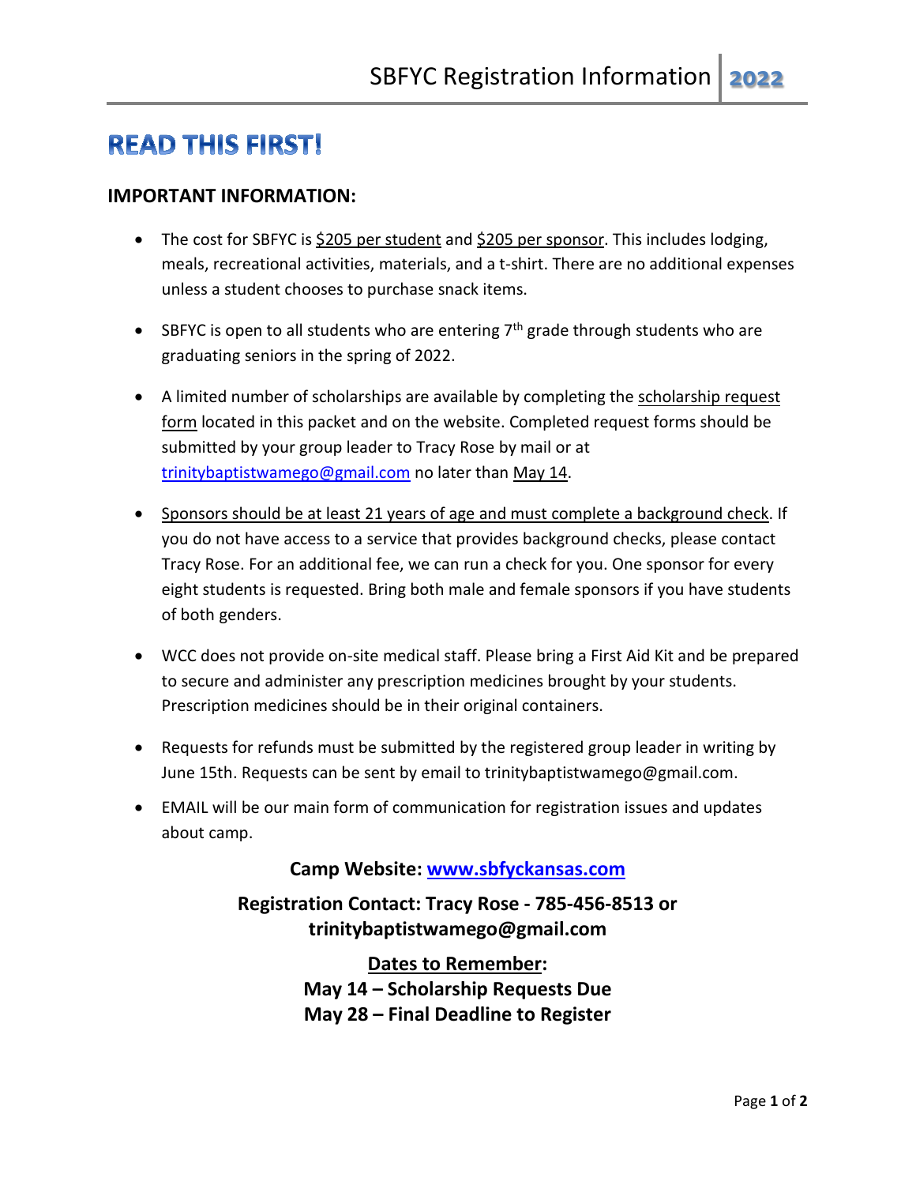# SBFYC Registration Information 2022

## READ THIS FIRST!

### IMPORTANT INFORMATION:

- The cost for SBFYC is $205 per student and $205 per sponsor. This includes lodging, meals, recreational activities, materials, and a t-shirt. There are no additional expenses unless a student chooses to purchase snack items.
- SBFYC is open to all students who are entering 7th grade through students who are graduating seniors in the spring of 2022.
- A limited number of scholarships are available by completing the scholarship request form located in this packet and on the website. Completed request forms should be submitted by your group leader to Tracy Rose by mail or at trinitybaptistwamego@gmail.com no later than May 14.
- Sponsors should be at least 21 years of age and must complete a background check. If you do not have access to a service that provides background checks, please contact Tracy Rose. For an additional fee, we can run a check for you. One sponsor for every eight students is requested. Bring both male and female sponsors if you have students of both genders.
- WCC does not provide on-site medical staff. Please bring a First Aid Kit and be prepared to secure and administer any prescription medicines brought by your students. Prescription medicines should be in their original containers.
- Requests for refunds must be submitted by the registered group leader in writing by June 15th. Requests can be sent by email to trinitybaptistwamego@gmail.com.
- EMAIL will be our main form of communication for registration issues and updates about camp.

**Camp Website: www.sbfyckansas.com**

**Registration Contact: Tracy Rose - 785-456-8513 or trinitybaptistwamego@gmail.com**

**Dates to Remember:**
**May 14 – Scholarship Requests Due**
**May 28 – Final Deadline to Register**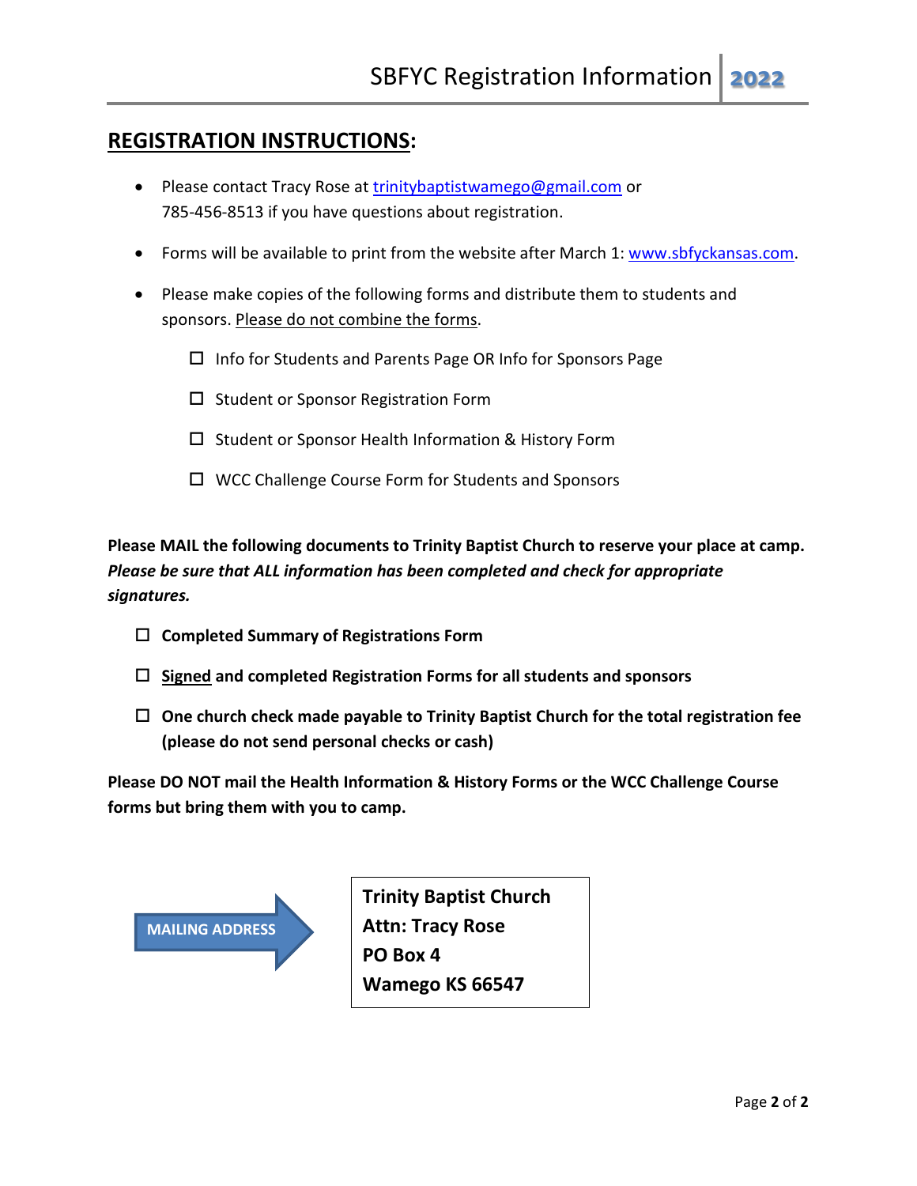## REGISTRATION INSTRUCTIONS:

- Please contact Tracy Rose at trinitybaptistwamego@gmail.com or 785-456-8513 if you have questions about registration.
- Forms will be available to print from the website after March 1: www.sbfyckansas.com.
- Please make copies of the following forms and distribute them to students and sponsors. Please do not combine the forms.
  - ☐ Info for Students and Parents Page OR Info for Sponsors Page
  - ☐ Student or Sponsor Registration Form
  - ☐ Student or Sponsor Health Information & History Form
  - ☐ WCC Challenge Course Form for Students and Sponsors

**Please MAIL the following documents to Trinity Baptist Church to reserve your place at camp.** ***Please be sure that ALL information has been completed and check for appropriate signatures.***

- ☐ **Completed Summary of Registrations Form**
- ☐ **Signed and completed Registration Forms for all students and sponsors**
- ☐ **One church check made payable to Trinity Baptist Church for the total registration fee (please do not send personal checks or cash)**

**Please DO NOT mail the Health Information & History Forms or the WCC Challenge Course forms but bring them with you to camp.**

**MAILING ADDRESS**

**Trinity Baptist Church**
**Attn: Tracy Rose**
**PO Box 4**
**Wamego KS 66547**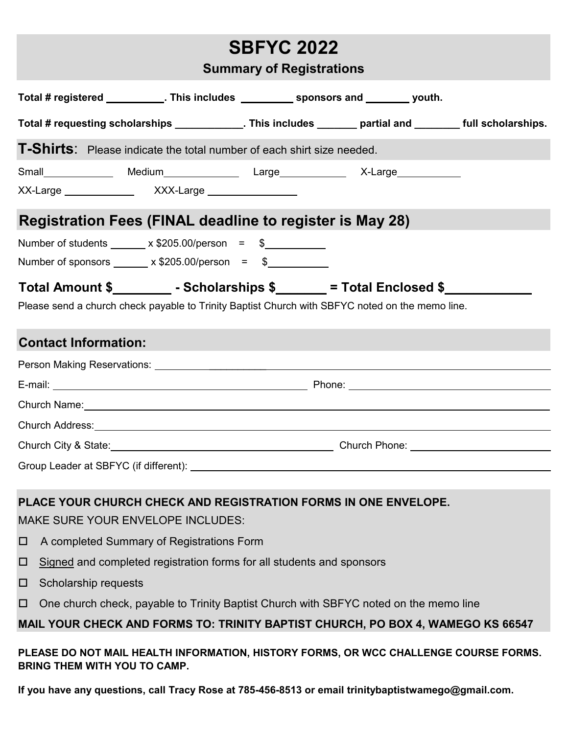# SBFYC 2022

## Summary of Registrations

**Total # registered __________. This includes _________ sponsors and _______ youth.**

**Total # requesting scholarships ___________. This includes _______ partial and ________ full scholarships.**

## T-Shirts: 

Please indicate the total number of each shirt size needed.

Small____________ Medium_____________ Large____________ X-Large___________

XX-Large ____________ XXX-Large _______________

## Registration Fees (FINAL deadline to register is May 28)

Number of students ______ x $205.00/person = $__________

Number of sponsors ______ x $205.00/person = $__________

**Total Amount $________ - Scholarships $_______ = Total Enclosed $___________**

Please send a church check payable to Trinity Baptist Church with SBFYC noted on the memo line.

## Contact Information:

Person Making Reservations: ________________________________________________

E-mail: ______________________________________ Phone: ______________________________

Church Name: ________________________________________________________________

Church Address: ______________________________________________________________

Church City & State: ______________________________ Church Phone: ____________________

Group Leader at SBFYC (if different): __________________________________________

**PLACE YOUR CHURCH CHECK AND REGISTRATION FORMS IN ONE ENVELOPE.**

MAKE SURE YOUR ENVELOPE INCLUDES:

- ☐ A completed Summary of Registrations Form
- ☐ Signed and completed registration forms for all students and sponsors
- ☐ Scholarship requests
- ☐ One church check, payable to Trinity Baptist Church with SBFYC noted on the memo line

**MAIL YOUR CHECK AND FORMS TO: TRINITY BAPTIST CHURCH, PO BOX 4, WAMEGO KS 66547**

**PLEASE DO NOT MAIL HEALTH INFORMATION, HISTORY FORMS, OR WCC CHALLENGE COURSE FORMS. BRING THEM WITH YOU TO CAMP.**

**If you have any questions, call Tracy Rose at 785-456-8513 or email trinitybaptistwamego@gmail.com.**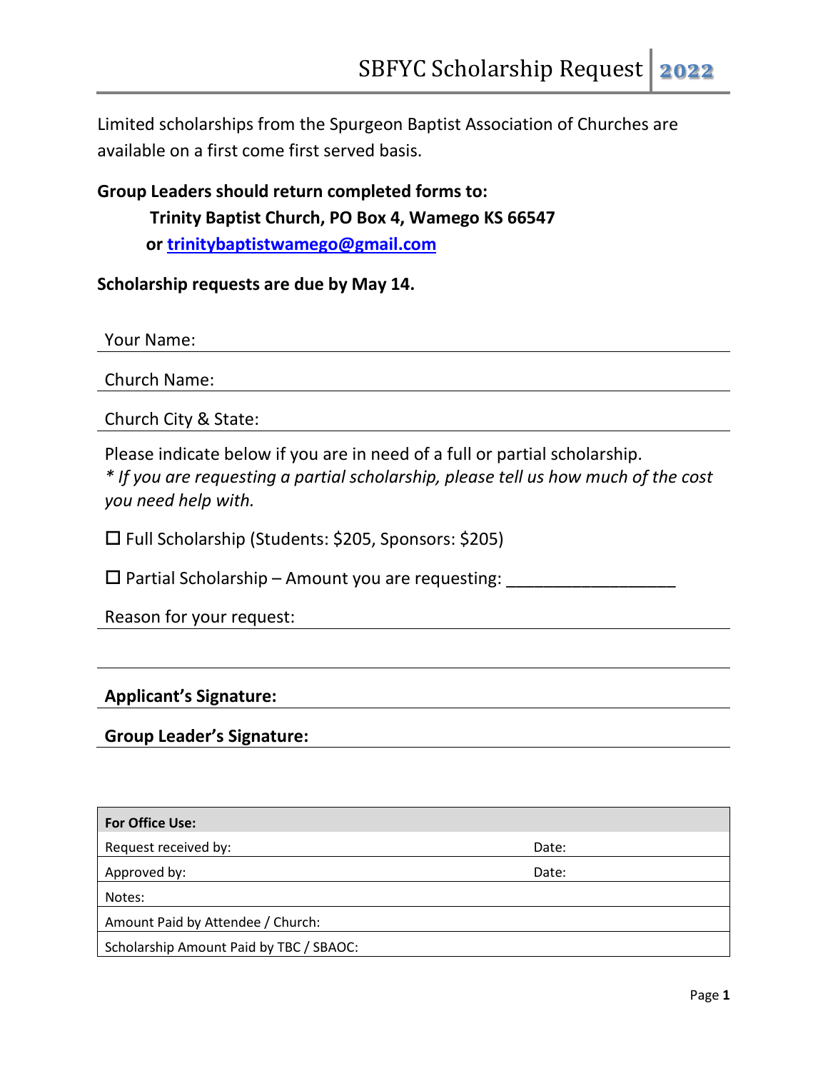# SBFYC Scholarship Request 2022

Limited scholarships from the Spurgeon Baptist Association of Churches are available on a first come first served basis.

**Group Leaders should return completed forms to:**
**Trinity Baptist Church, PO Box 4, Wamego KS 66547**
**or trinitybaptistwamego@gmail.com**

**Scholarship requests are due by May 14.**

Your Name:

Church Name:

Church City & State:

Please indicate below if you are in need of a full or partial scholarship.
*\* If you are requesting a partial scholarship, please tell us how much of the cost you need help with.*

☐ Full Scholarship (Students: $205, Sponsors: $205)

☐ Partial Scholarship – Amount you are requesting: ________________

Reason for your request:

**Applicant's Signature:**

**Group Leader's Signature:**

| **For Office Use:** | |
|---|---|
| Request received by: | Date: |
| Approved by: | Date: |
| Notes: | |
| Amount Paid by Attendee / Church: | |
| Scholarship Amount Paid by TBC / SBAOC: | |